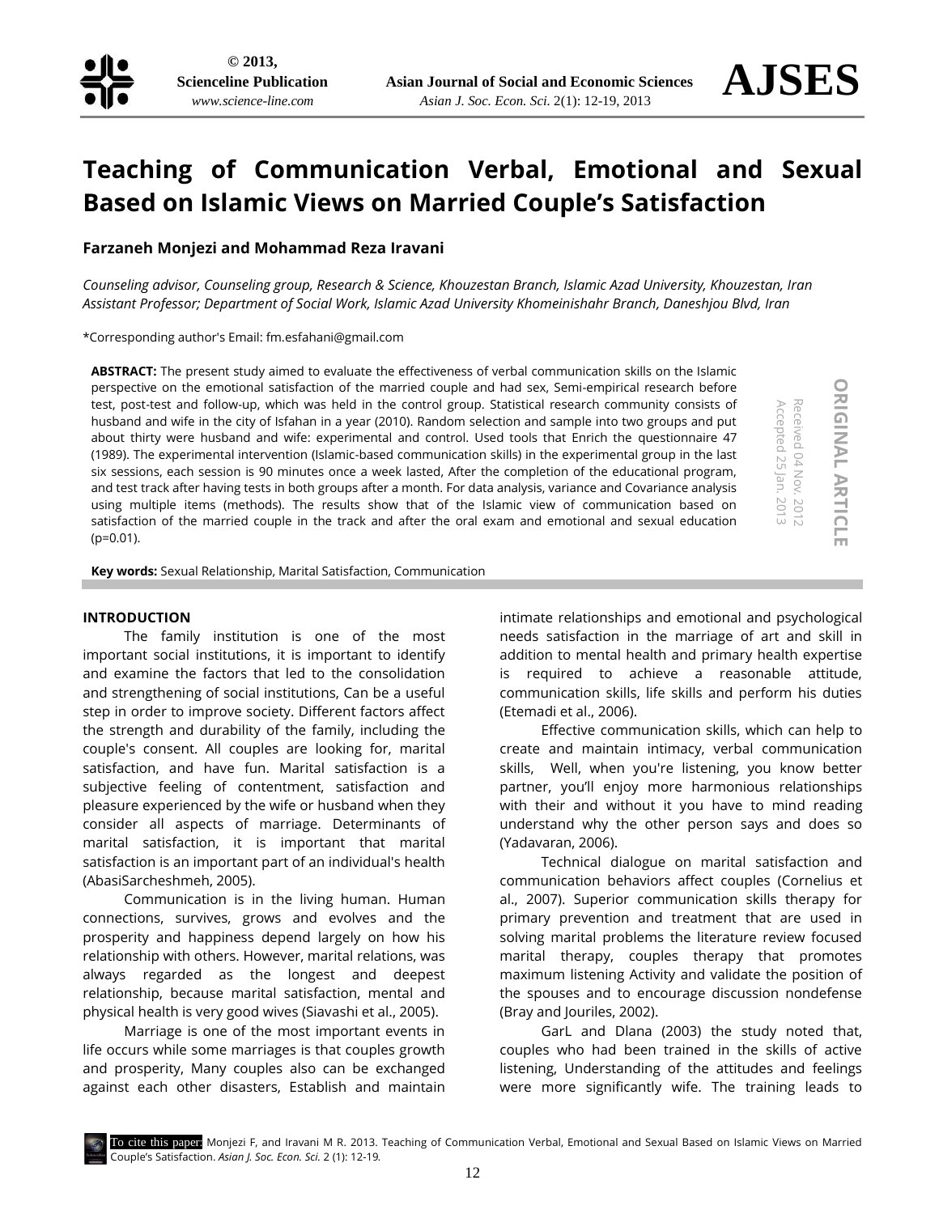# Teaching of Communication Verbal, Emotional and Sexual Based on Islamic Views on Married Couple's Satisfaction

**Farzaneh Monjezi and Mohammad Reza Iravani**

*Counseling advisor, Counseling group, Research & Science, Khouzestan Branch, Islamic Azad University, Khouzestan, Iran*
*Assistant Professor; Department of Social Work, Islamic Azad University Khomeinishahr Branch, Daneshjou Blvd, Iran*

*Corresponding author's Email: fm.esfahani@gmail.com

ORIGINAL ARTICLE

Received 04 Nov. 2012
Accepted 25 Jan. 2013

**ABSTRACT:** The present study aimed to evaluate the effectiveness of verbal communication skills on the Islamic perspective on the emotional satisfaction of the married couple and had sex, Semi-empirical research before test, post-test and follow-up, which was held in the control group. Statistical research community consists of husband and wife in the city of Isfahan in a year (2010). Random selection and sample into two groups and put about thirty were husband and wife: experimental and control. Used tools that Enrich the questionnaire 47 (1989). The experimental intervention (Islamic-based communication skills) in the experimental group in the last six sessions, each session is 90 minutes once a week lasted, After the completion of the educational program, and test track after having tests in both groups after a month. For data analysis, variance and Covariance analysis using multiple items (methods). The results show that of the Islamic view of communication based on satisfaction of the married couple in the track and after the oral exam and emotional and sexual education (p=0.01).

**Key words:** Sexual Relationship, Marital Satisfaction, Communication

## INTRODUCTION

The family institution is one of the most important social institutions, it is important to identify and examine the factors that led to the consolidation and strengthening of social institutions, Can be a useful step in order to improve society. Different factors affect the strength and durability of the family, including the couple's consent. All couples are looking for, marital satisfaction, and have fun. Marital satisfaction is a subjective feeling of contentment, satisfaction and pleasure experienced by the wife or husband when they consider all aspects of marriage. Determinants of marital satisfaction, it is important that marital satisfaction is an important part of an individual's health (AbasiSarcheshmeh, 2005).

Communication is in the living human. Human connections, survives, grows and evolves and the prosperity and happiness depend largely on how his relationship with others. However, marital relations, was always regarded as the longest and deepest relationship, because marital satisfaction, mental and physical health is very good wives (Siavashi et al., 2005).

Marriage is one of the most important events in life occurs while some marriages is that couples growth and prosperity, Many couples also can be exchanged against each other disasters, Establish and maintain intimate relationships and emotional and psychological needs satisfaction in the marriage of art and skill in addition to mental health and primary health expertise is required to achieve a reasonable attitude, communication skills, life skills and perform his duties (Etemadi et al., 2006).

Effective communication skills, which can help to create and maintain intimacy, verbal communication skills, Well, when you're listening, you know better partner, you'll enjoy more harmonious relationships with their and without it you have to mind reading understand why the other person says and does so (Yadavaran, 2006).

Technical dialogue on marital satisfaction and communication behaviors affect couples (Cornelius et al., 2007). Superior communication skills therapy for primary prevention and treatment that are used in solving marital problems the literature review focused marital therapy, couples therapy that promotes maximum listening Activity and validate the position of the spouses and to encourage discussion nondefense (Bray and Jouriles, 2002).

GarL and Dlana (2003) the study noted that, couples who had been trained in the skills of active listening, Understanding of the attitudes and feelings were more significantly wife. The training leads to

To cite this paper: Monjezi F, and Iravani M R. 2013. Teaching of Communication Verbal, Emotional and Sexual Based on Islamic Views on Married Couple's Satisfaction. *Asian J. Soc. Econ. Sci.* 2 (1): 12-19.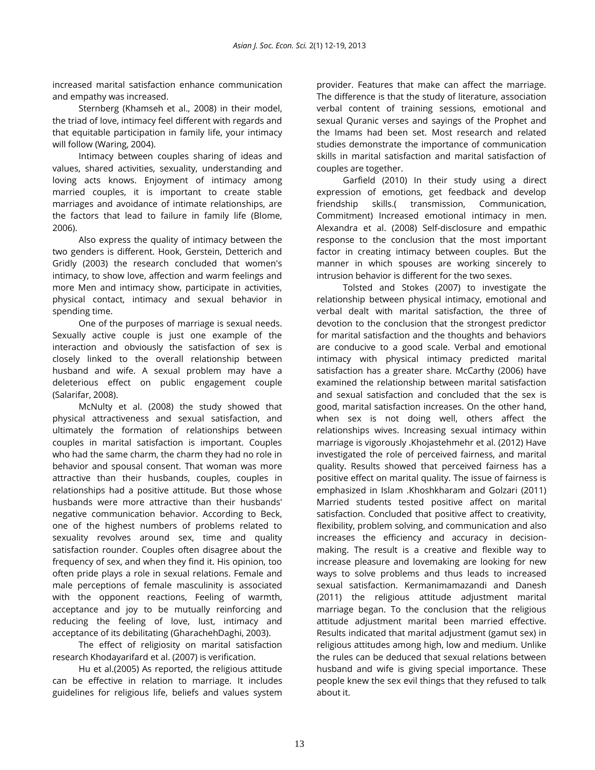increased marital satisfaction enhance communication and empathy was increased.

Sternberg (Khamseh et al., 2008) in their model, the triad of love, intimacy feel different with regards and that equitable participation in family life, your intimacy will follow (Waring, 2004).

Intimacy between couples sharing of ideas and values, shared activities, sexuality, understanding and loving acts knows. Enjoyment of intimacy among married couples, it is important to create stable marriages and avoidance of intimate relationships, are the factors that lead to failure in family life (Blome, 2006).

Also express the quality of intimacy between the two genders is different. Hook, Gerstein, Detterich and Gridly (2003) the research concluded that women's intimacy, to show love, affection and warm feelings and more Men and intimacy show, participate in activities, physical contact, intimacy and sexual behavior in spending time.

One of the purposes of marriage is sexual needs. Sexually active couple is just one example of the interaction and obviously the satisfaction of sex is closely linked to the overall relationship between husband and wife. A sexual problem may have a deleterious effect on public engagement couple (Salarifar, 2008).

McNulty et al. (2008) the study showed that physical attractiveness and sexual satisfaction, and ultimately the formation of relationships between couples in marital satisfaction is important. Couples who had the same charm, the charm they had no role in behavior and spousal consent. That woman was more attractive than their husbands, couples, couples in relationships had a positive attitude. But those whose husbands were more attractive than their husbands' negative communication behavior. According to Beck, one of the highest numbers of problems related to sexuality revolves around sex, time and quality satisfaction rounder. Couples often disagree about the frequency of sex, and when they find it. His opinion, too often pride plays a role in sexual relations. Female and male perceptions of female masculinity is associated with the opponent reactions, Feeling of warmth, acceptance and joy to be mutually reinforcing and reducing the feeling of love, lust, intimacy and acceptance of its debilitating (GharachehDaghi, 2003).

The effect of religiosity on marital satisfaction research Khodayarifard et al. (2007) is verification.

Hu et al.(2005) As reported, the religious attitude can be effective in relation to marriage. It includes guidelines for religious life, beliefs and values system provider. Features that make can affect the marriage. The difference is that the study of literature, association verbal content of training sessions, emotional and sexual Quranic verses and sayings of the Prophet and the Imams had been set. Most research and related studies demonstrate the importance of communication skills in marital satisfaction and marital satisfaction of couples are together.

Garfield (2010) In their study using a direct expression of emotions, get feedback and develop friendship skills.( transmission, Communication, Commitment) Increased emotional intimacy in men. Alexandra et al. (2008) Self-disclosure and empathic response to the conclusion that the most important factor in creating intimacy between couples. But the manner in which spouses are working sincerely to intrusion behavior is different for the two sexes.

Tolsted and Stokes (2007) to investigate the relationship between physical intimacy, emotional and verbal dealt with marital satisfaction, the three of devotion to the conclusion that the strongest predictor for marital satisfaction and the thoughts and behaviors are conducive to a good scale. Verbal and emotional intimacy with physical intimacy predicted marital satisfaction has a greater share. McCarthy (2006) have examined the relationship between marital satisfaction and sexual satisfaction and concluded that the sex is good, marital satisfaction increases. On the other hand, when sex is not doing well, others affect the relationships wives. Increasing sexual intimacy within marriage is vigorously .Khojastehmehr et al. (2012) Have investigated the role of perceived fairness, and marital quality. Results showed that perceived fairness has a positive effect on marital quality. The issue of fairness is emphasized in Islam .Khoshkharam and Golzari (2011) Married students tested positive affect on marital satisfaction. Concluded that positive affect to creativity, flexibility, problem solving, and communication and also increases the efficiency and accuracy in decision-making. The result is a creative and flexible way to increase pleasure and lovemaking are looking for new ways to solve problems and thus leads to increased sexual satisfaction. Kermanimamazandi and Danesh (2011) the religious attitude adjustment marital marriage began. To the conclusion that the religious attitude adjustment marital been married effective. Results indicated that marital adjustment (gamut sex) in religious attitudes among high, low and medium. Unlike the rules can be deduced that sexual relations between husband and wife is giving special importance. These people knew the sex evil things that they refused to talk about it.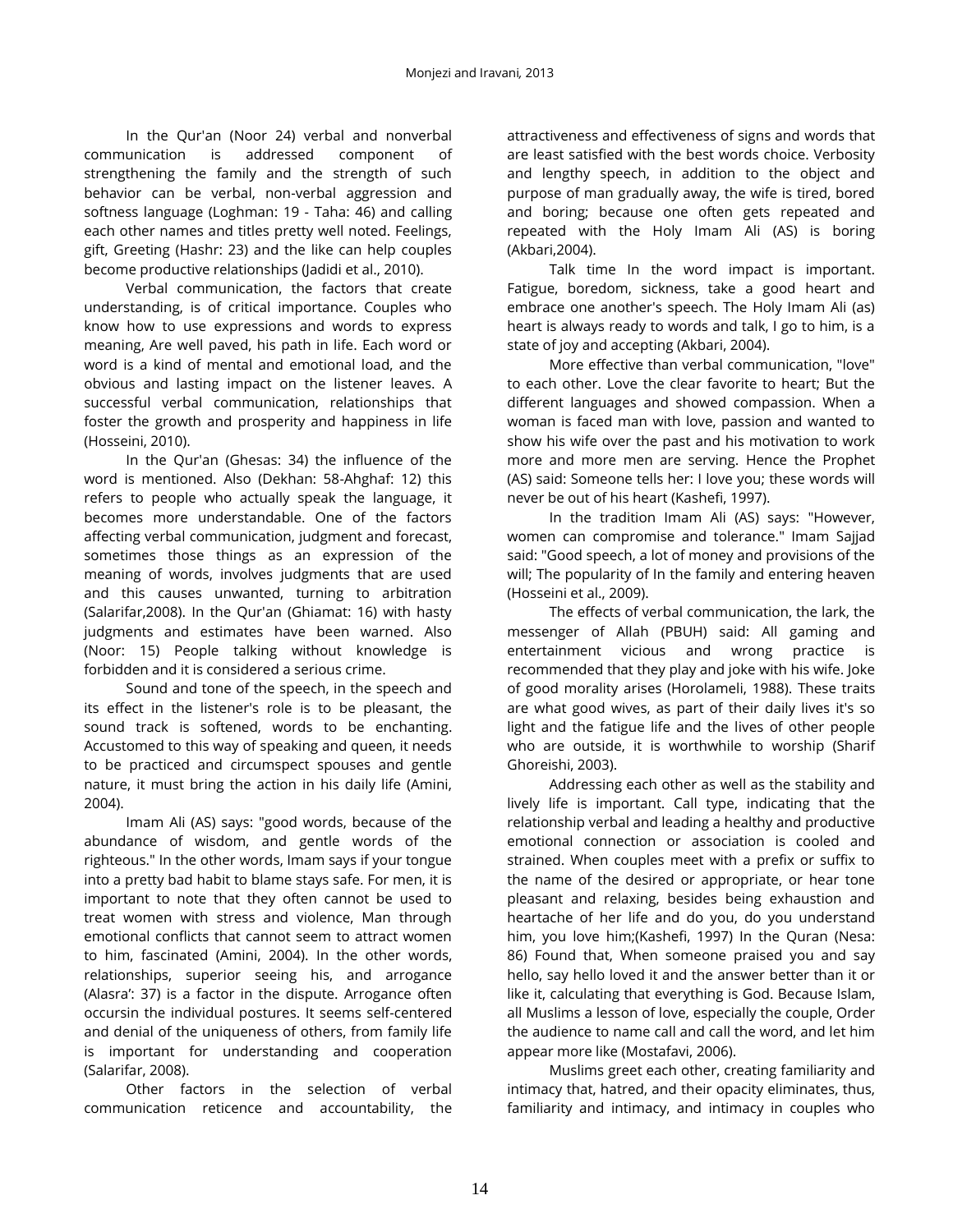In the Qur'an (Noor 24) verbal and nonverbal communication is addressed component of strengthening the family and the strength of such behavior can be verbal, non-verbal aggression and softness language (Loghman: 19 - Taha: 46) and calling each other names and titles pretty well noted. Feelings, gift, Greeting (Hashr: 23) and the like can help couples become productive relationships (Jadidi et al., 2010).

Verbal communication, the factors that create understanding, is of critical importance. Couples who know how to use expressions and words to express meaning, Are well paved, his path in life. Each word or word is a kind of mental and emotional load, and the obvious and lasting impact on the listener leaves. A successful verbal communication, relationships that foster the growth and prosperity and happiness in life (Hosseini, 2010).

In the Qur'an (Ghesas: 34) the influence of the word is mentioned. Also (Dekhan: 58-Ahghaf: 12) this refers to people who actually speak the language, it becomes more understandable. One of the factors affecting verbal communication, judgment and forecast, sometimes those things as an expression of the meaning of words, involves judgments that are used and this causes unwanted, turning to arbitration (Salarifar,2008). In the Qur'an (Ghiamat: 16) with hasty judgments and estimates have been warned. Also (Noor: 15) People talking without knowledge is forbidden and it is considered a serious crime.

Sound and tone of the speech, in the speech and its effect in the listener's role is to be pleasant, the sound track is softened, words to be enchanting. Accustomed to this way of speaking and queen, it needs to be practiced and circumspect spouses and gentle nature, it must bring the action in his daily life (Amini, 2004).

Imam Ali (AS) says: "good words, because of the abundance of wisdom, and gentle words of the righteous." In the other words, Imam says if your tongue into a pretty bad habit to blame stays safe. For men, it is important to note that they often cannot be used to treat women with stress and violence, Man through emotional conflicts that cannot seem to attract women to him, fascinated (Amini, 2004). In the other words, relationships, superior seeing his, and arrogance (Alasra': 37) is a factor in the dispute. Arrogance often occursin the individual postures. It seems self-centered and denial of the uniqueness of others, from family life is important for understanding and cooperation (Salarifar, 2008).

Other factors in the selection of verbal communication reticence and accountability, the attractiveness and effectiveness of signs and words that are least satisfied with the best words choice. Verbosity and lengthy speech, in addition to the object and purpose of man gradually away, the wife is tired, bored and boring; because one often gets repeated and repeated with the Holy Imam Ali (AS) is boring (Akbari,2004).

Talk time In the word impact is important. Fatigue, boredom, sickness, take a good heart and embrace one another's speech. The Holy Imam Ali (as) heart is always ready to words and talk, I go to him, is a state of joy and accepting (Akbari, 2004).

More effective than verbal communication, "love" to each other. Love the clear favorite to heart; But the different languages and showed compassion. When a woman is faced man with love, passion and wanted to show his wife over the past and his motivation to work more and more men are serving. Hence the Prophet (AS) said: Someone tells her: I love you; these words will never be out of his heart (Kashefi, 1997).

In the tradition Imam Ali (AS) says: "However, women can compromise and tolerance." Imam Sajjad said: "Good speech, a lot of money and provisions of the will; The popularity of In the family and entering heaven (Hosseini et al., 2009).

The effects of verbal communication, the lark, the messenger of Allah (PBUH) said: All gaming and entertainment vicious and wrong practice is recommended that they play and joke with his wife. Joke of good morality arises (Horolameli, 1988). These traits are what good wives, as part of their daily lives it's so light and the fatigue life and the lives of other people who are outside, it is worthwhile to worship (Sharif Ghoreishi, 2003).

Addressing each other as well as the stability and lively life is important. Call type, indicating that the relationship verbal and leading a healthy and productive emotional connection or association is cooled and strained. When couples meet with a prefix or suffix to the name of the desired or appropriate, or hear tone pleasant and relaxing, besides being exhaustion and heartache of her life and do you, do you understand him, you love him;(Kashefi, 1997) In the Quran (Nesa: 86) Found that, When someone praised you and say hello, say hello loved it and the answer better than it or like it, calculating that everything is God. Because Islam, all Muslims a lesson of love, especially the couple, Order the audience to name call and call the word, and let him appear more like (Mostafavi, 2006).

Muslims greet each other, creating familiarity and intimacy that, hatred, and their opacity eliminates, thus, familiarity and intimacy, and intimacy in couples who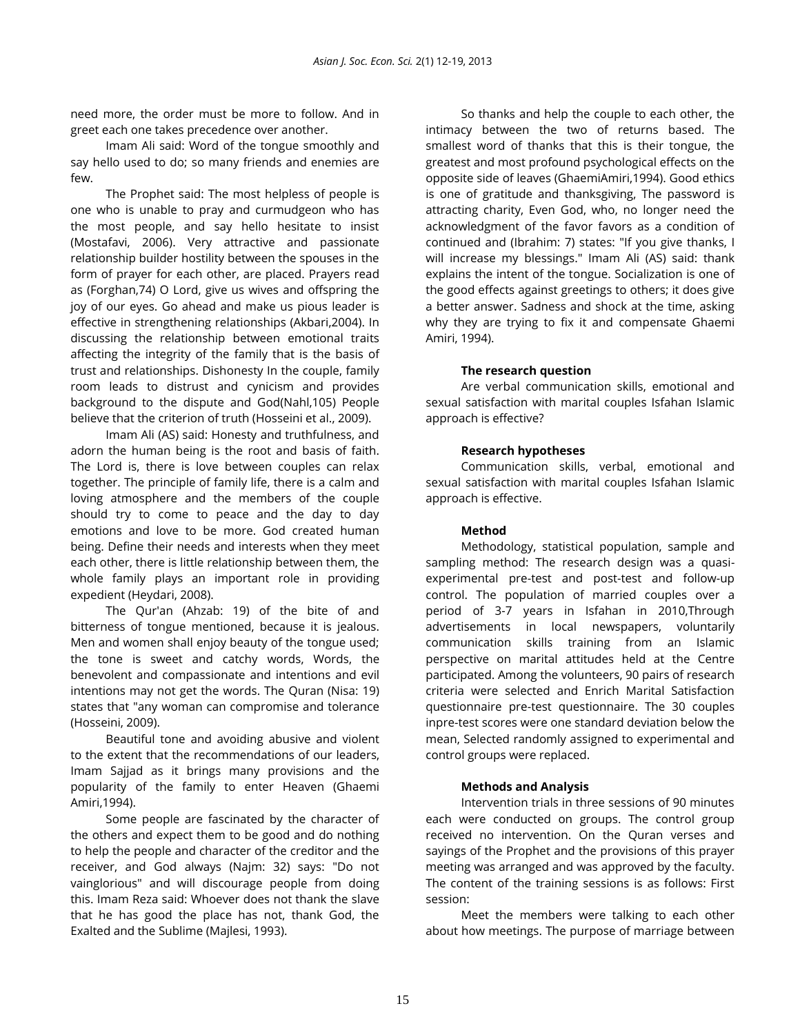need more, the order must be more to follow. And in greet each one takes precedence over another.

Imam Ali said: Word of the tongue smoothly and say hello used to do; so many friends and enemies are few.

The Prophet said: The most helpless of people is one who is unable to pray and curmudgeon who has the most people, and say hello hesitate to insist (Mostafavi, 2006). Very attractive and passionate relationship builder hostility between the spouses in the form of prayer for each other, are placed. Prayers read as (Forghan,74) O Lord, give us wives and offspring the joy of our eyes. Go ahead and make us pious leader is effective in strengthening relationships (Akbari,2004). In discussing the relationship between emotional traits affecting the integrity of the family that is the basis of trust and relationships. Dishonesty In the couple, family room leads to distrust and cynicism and provides background to the dispute and God(Nahl,105) People believe that the criterion of truth (Hosseini et al., 2009).

Imam Ali (AS) said: Honesty and truthfulness, and adorn the human being is the root and basis of faith. The Lord is, there is love between couples can relax together. The principle of family life, there is a calm and loving atmosphere and the members of the couple should try to come to peace and the day to day emotions and love to be more. God created human being. Define their needs and interests when they meet each other, there is little relationship between them, the whole family plays an important role in providing expedient (Heydari, 2008).

The Qur'an (Ahzab: 19) of the bite of and bitterness of tongue mentioned, because it is jealous. Men and women shall enjoy beauty of the tongue used; the tone is sweet and catchy words, Words, the benevolent and compassionate and intentions and evil intentions may not get the words. The Quran (Nisa: 19) states that "any woman can compromise and tolerance (Hosseini, 2009).

Beautiful tone and avoiding abusive and violent to the extent that the recommendations of our leaders, Imam Sajjad as it brings many provisions and the popularity of the family to enter Heaven (Ghaemi Amiri,1994).

Some people are fascinated by the character of the others and expect them to be good and do nothing to help the people and character of the creditor and the receiver, and God always (Najm: 32) says: "Do not vainglorious" and will discourage people from doing this. Imam Reza said: Whoever does not thank the slave that he has good the place has not, thank God, the Exalted and the Sublime (Majlesi, 1993).

So thanks and help the couple to each other, the intimacy between the two of returns based. The smallest word of thanks that this is their tongue, the greatest and most profound psychological effects on the opposite side of leaves (GhaemiAmiri,1994). Good ethics is one of gratitude and thanksgiving, The password is attracting charity, Even God, who, no longer need the acknowledgment of the favor favors as a condition of continued and (Ibrahim: 7) states: "If you give thanks, I will increase my blessings." Imam Ali (AS) said: thank explains the intent of the tongue. Socialization is one of the good effects against greetings to others; it does give a better answer. Sadness and shock at the time, asking why they are trying to fix it and compensate Ghaemi Amiri, 1994).

**The research question**

Are verbal communication skills, emotional and sexual satisfaction with marital couples Isfahan Islamic approach is effective?

**Research hypotheses**

Communication skills, verbal, emotional and sexual satisfaction with marital couples Isfahan Islamic approach is effective.

**Method**

Methodology, statistical population, sample and sampling method: The research design was a quasi-experimental pre-test and post-test and follow-up control. The population of married couples over a period of 3-7 years in Isfahan in 2010,Through advertisements in local newspapers, voluntarily communication skills training from an Islamic perspective on marital attitudes held at the Centre participated. Among the volunteers, 90 pairs of research criteria were selected and Enrich Marital Satisfaction questionnaire pre-test questionnaire. The 30 couples inpre-test scores were one standard deviation below the mean, Selected randomly assigned to experimental and control groups were replaced.

**Methods and Analysis**

Intervention trials in three sessions of 90 minutes each were conducted on groups. The control group received no intervention. On the Quran verses and sayings of the Prophet and the provisions of this prayer meeting was arranged and was approved by the faculty. The content of the training sessions is as follows: First session:

Meet the members were talking to each other about how meetings. The purpose of marriage between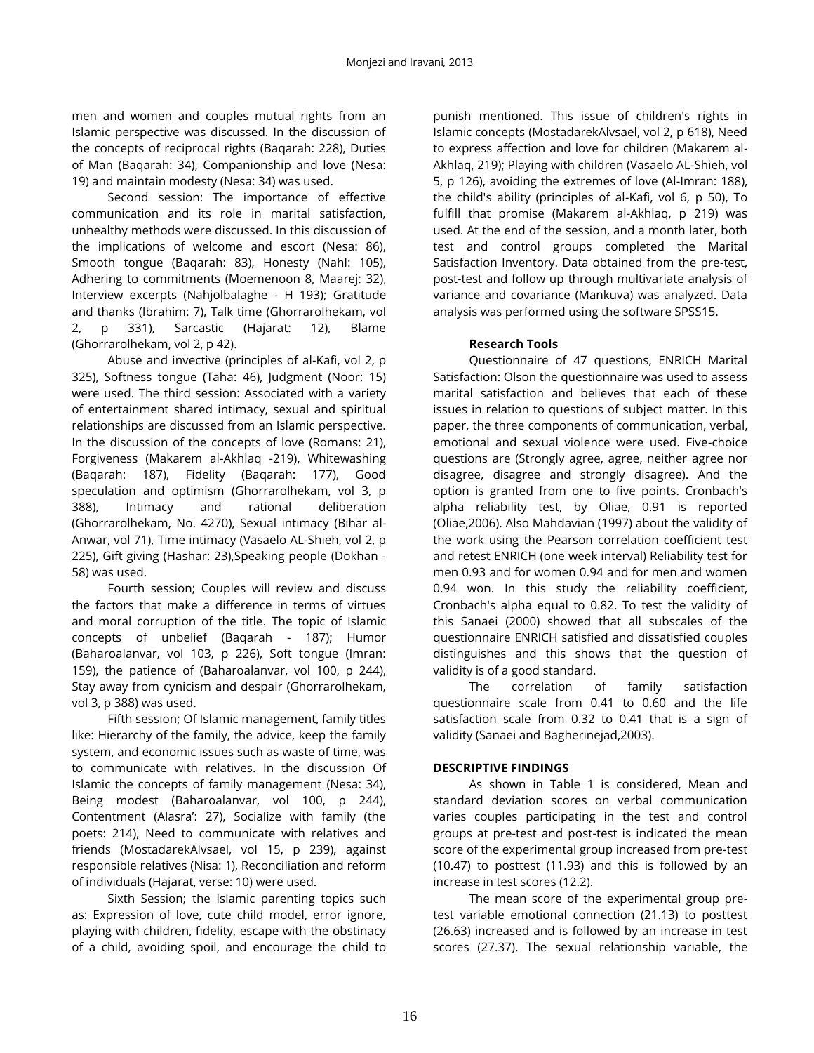men and women and couples mutual rights from an Islamic perspective was discussed. In the discussion of the concepts of reciprocal rights (Baqarah: 228), Duties of Man (Baqarah: 34), Companionship and love (Nesa: 19) and maintain modesty (Nesa: 34) was used.

Second session: The importance of effective communication and its role in marital satisfaction, unhealthy methods were discussed. In this discussion of the implications of welcome and escort (Nesa: 86), Smooth tongue (Baqarah: 83), Honesty (Nahl: 105), Adhering to commitments (Moemenoon 8, Maarej: 32), Interview excerpts (Nahjolbalaghe - H 193); Gratitude and thanks (Ibrahim: 7), Talk time (Ghorrarolhekam, vol 2, p 331), Sarcastic (Hajarat: 12), Blame (Ghorrarolhekam, vol 2, p 42).

Abuse and invective (principles of al-Kafi, vol 2, p 325), Softness tongue (Taha: 46), Judgment (Noor: 15) were used. The third session: Associated with a variety of entertainment shared intimacy, sexual and spiritual relationships are discussed from an Islamic perspective. In the discussion of the concepts of love (Romans: 21), Forgiveness (Makarem al-Akhlaq -219), Whitewashing (Baqarah: 187), Fidelity (Baqarah: 177), Good speculation and optimism (Ghorrarolhekam, vol 3, p 388), Intimacy and rational deliberation (Ghorrarolhekam, No. 4270), Sexual intimacy (Bihar al-Anwar, vol 71), Time intimacy (Vasaelo AL-Shieh, vol 2, p 225), Gift giving (Hashar: 23),Speaking people (Dokhan - 58) was used.

Fourth session; Couples will review and discuss the factors that make a difference in terms of virtues and moral corruption of the title. The topic of Islamic concepts of unbelief (Baqarah - 187); Humor (Baharoalanvar, vol 103, p 226), Soft tongue (Imran: 159), the patience of (Baharoalanvar, vol 100, p 244), Stay away from cynicism and despair (Ghorrarolhekam, vol 3, p 388) was used.

Fifth session; Of Islamic management, family titles like: Hierarchy of the family, the advice, keep the family system, and economic issues such as waste of time, was to communicate with relatives. In the discussion Of Islamic the concepts of family management (Nesa: 34), Being modest (Baharoalanvar, vol 100, p 244), Contentment (Alasra': 27), Socialize with family (the poets: 214), Need to communicate with relatives and friends (MostadarekAlvsael, vol 15, p 239), against responsible relatives (Nisa: 1), Reconciliation and reform of individuals (Hajarat, verse: 10) were used.

Sixth Session; the Islamic parenting topics such as: Expression of love, cute child model, error ignore, playing with children, fidelity, escape with the obstinacy of a child, avoiding spoil, and encourage the child to punish mentioned. This issue of children's rights in Islamic concepts (MostadarekAlvsael, vol 2, p 618), Need to express affection and love for children (Makarem al-Akhlaq, 219); Playing with children (Vasaelo AL-Shieh, vol 5, p 126), avoiding the extremes of love (Al-Imran: 188), the child's ability (principles of al-Kafi, vol 6, p 50), To fulfill that promise (Makarem al-Akhlaq, p 219) was used. At the end of the session, and a month later, both test and control groups completed the Marital Satisfaction Inventory. Data obtained from the pre-test, post-test and follow up through multivariate analysis of variance and covariance (Mankuva) was analyzed. Data analysis was performed using the software SPSS15.

**Research Tools**

Questionnaire of 47 questions, ENRICH Marital Satisfaction: Olson the questionnaire was used to assess marital satisfaction and believes that each of these issues in relation to questions of subject matter. In this paper, the three components of communication, verbal, emotional and sexual violence were used. Five-choice questions are (Strongly agree, agree, neither agree nor disagree, disagree and strongly disagree). And the option is granted from one to five points. Cronbach's alpha reliability test, by Oliae, 0.91 is reported (Oliae,2006). Also Mahdavian (1997) about the validity of the work using the Pearson correlation coefficient test and retest ENRICH (one week interval) Reliability test for men 0.93 and for women 0.94 and for men and women 0.94 won. In this study the reliability coefficient, Cronbach's alpha equal to 0.82. To test the validity of this Sanaei (2000) showed that all subscales of the questionnaire ENRICH satisfied and dissatisfied couples distinguishes and this shows that the question of validity is of a good standard.

The correlation of family satisfaction questionnaire scale from 0.41 to 0.60 and the life satisfaction scale from 0.32 to 0.41 that is a sign of validity (Sanaei and Bagherinejad,2003).

**DESCRIPTIVE FINDINGS**

As shown in Table 1 is considered, Mean and standard deviation scores on verbal communication varies couples participating in the test and control groups at pre-test and post-test is indicated the mean score of the experimental group increased from pre-test (10.47) to posttest (11.93) and this is followed by an increase in test scores (12.2).

The mean score of the experimental group pre-test variable emotional connection (21.13) to posttest (26.63) increased and is followed by an increase in test scores (27.37). The sexual relationship variable, the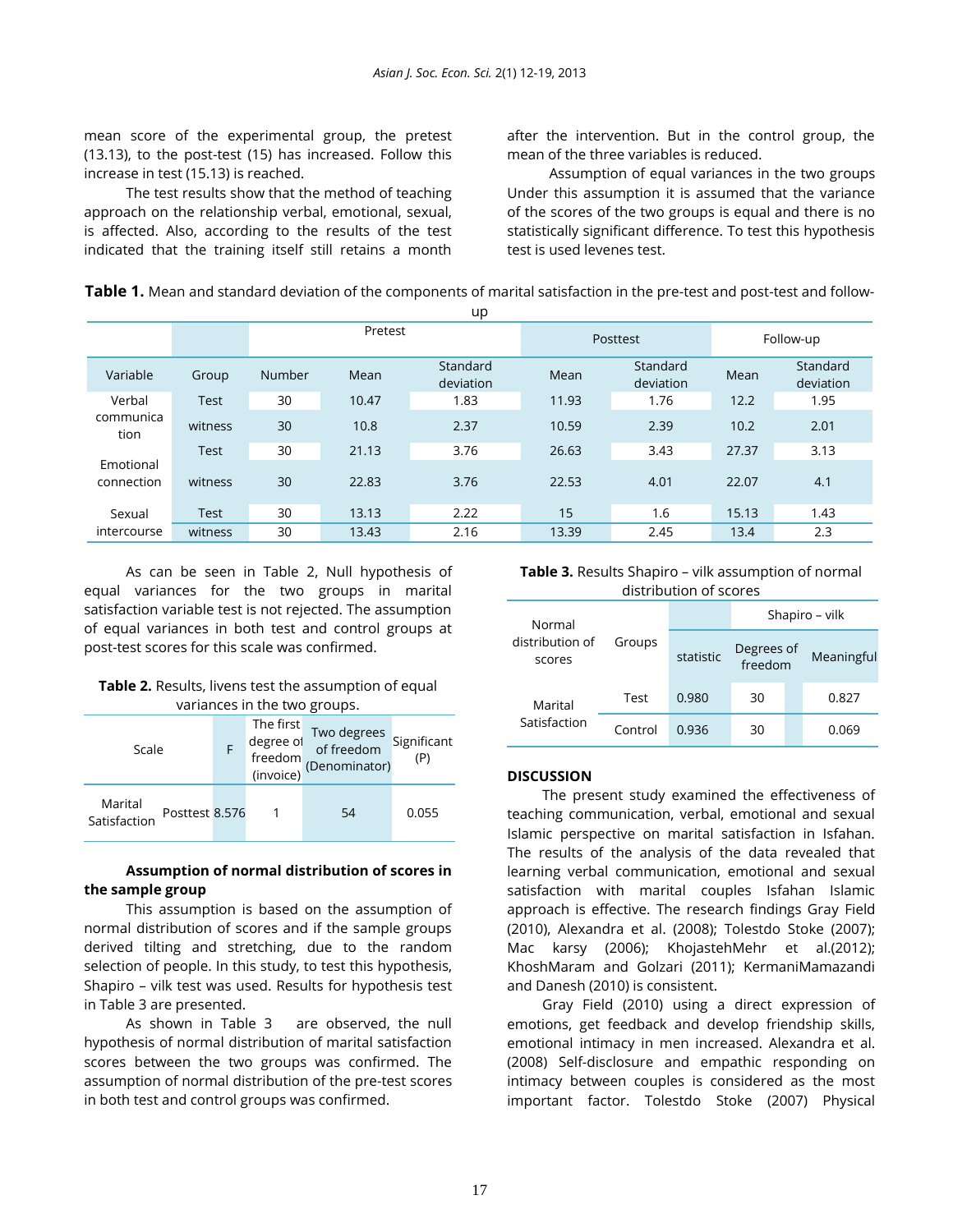mean score of the experimental group, the pretest (13.13), to the post-test (15) has increased. Follow this increase in test (15.13) is reached.

The test results show that the method of teaching approach on the relationship verbal, emotional, sexual, is affected. Also, according to the results of the test indicated that the training itself still retains a month after the intervention. But in the control group, the mean of the three variables is reduced.

Assumption of equal variances in the two groups Under this assumption it is assumed that the variance of the scores of the two groups is equal and there is no statistically significant difference. To test this hypothesis test is used levenes test.

**Table 1.** Mean and standard deviation of the components of marital satisfaction in the pre-test and post-test and follow-up

| | | Pretest | | | Posttest | | Follow-up | |
|---|---|---|---|---|---|---|---|---|
| Variable | Group | Number | Mean | Standard deviation | Mean | Standard deviation | Mean | Standard deviation |
| Verbal communication | Test | 30 | 10.47 | 1.83 | 11.93 | 1.76 | 12.2 | 1.95 |
| | witness | 30 | 10.8 | 2.37 | 10.59 | 2.39 | 10.2 | 2.01 |
| Emotional connection | Test | 30 | 21.13 | 3.76 | 26.63 | 3.43 | 27.37 | 3.13 |
| | witness | 30 | 22.83 | 3.76 | 22.53 | 4.01 | 22.07 | 4.1 |
| Sexual intercourse | Test | 30 | 13.13 | 2.22 | 15 | 1.6 | 15.13 | 1.43 |
| | witness | 30 | 13.43 | 2.16 | 13.39 | 2.45 | 13.4 | 2.3 |

As can be seen in Table 2, Null hypothesis of equal variances for the two groups in marital satisfaction variable test is not rejected. The assumption of equal variances in both test and control groups at post-test scores for this scale was confirmed.

**Table 2.** Results, livens test the assumption of equal variances in the two groups.

| Scale | | F | The first degree of freedom (invoice) | Two degrees of freedom (Denominator) | Significant (P) |
|---|---|---|---|---|---|
| Marital Satisfaction | Posttest | 8.576 | 1 | 54 | 0.055 |

**Assumption of normal distribution of scores in the sample group**

This assumption is based on the assumption of normal distribution of scores and if the sample groups derived tilting and stretching, due to the random selection of people. In this study, to test this hypothesis, Shapiro – vilk test was used. Results for hypothesis test in Table 3 are presented.

As shown in Table 3 are observed, the null hypothesis of normal distribution of marital satisfaction scores between the two groups was confirmed. The assumption of normal distribution of the pre-test scores in both test and control groups was confirmed.

**Table 3.** Results Shapiro – vilk assumption of normal distribution of scores

| Normal distribution of scores | Groups | Shapiro – vilk | | |
|---|---|---|---|---|
| | | statistic | Degrees of freedom | Meaningful |
| Marital Satisfaction | Test | 0.980 | 30 | 0.827 |
| | Control | 0.936 | 30 | 0.069 |

## DISCUSSION

The present study examined the effectiveness of teaching communication, verbal, emotional and sexual Islamic perspective on marital satisfaction in Isfahan. The results of the analysis of the data revealed that learning verbal communication, emotional and sexual satisfaction with marital couples Isfahan Islamic approach is effective. The research findings Gray Field (2010), Alexandra et al. (2008); Tolestdo Stoke (2007); Mac karsy (2006); KhojastehMehr et al.(2012); KhoshMaram and Golzari (2011); KermaniMamazandi and Danesh (2010) is consistent.

Gray Field (2010) using a direct expression of emotions, get feedback and develop friendship skills, emotional intimacy in men increased. Alexandra et al. (2008) Self-disclosure and empathic responding on intimacy between couples is considered as the most important factor. Tolestdo Stoke (2007) Physical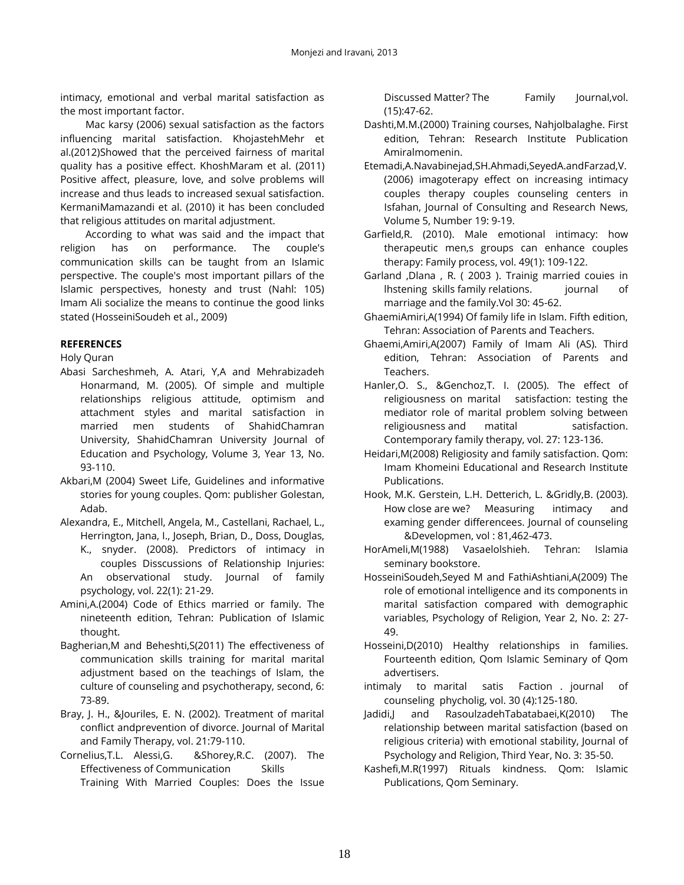intimacy, emotional and verbal marital satisfaction as the most important factor.

Mac karsy (2006) sexual satisfaction as the factors influencing marital satisfaction. KhojastehMehr et al.(2012)Showed that the perceived fairness of marital quality has a positive effect. KhoshMaram et al. (2011) Positive affect, pleasure, love, and solve problems will increase and thus leads to increased sexual satisfaction. KermaniMamazandi et al. (2010) it has been concluded that religious attitudes on marital adjustment.

According to what was said and the impact that religion has on performance. The couple's communication skills can be taught from an Islamic perspective. The couple's most important pillars of the Islamic perspectives, honesty and trust (Nahl: 105) Imam Ali socialize the means to continue the good links stated (HosseiniSoudeh et al., 2009)

**REFERENCES**

Holy Quran

Abasi Sarcheshmeh, A. Atari, Y,A and Mehrabizadeh Honarmand, M. (2005). Of simple and multiple relationships religious attitude, optimism and attachment styles and marital satisfaction in married men students of ShahidChamran University, ShahidChamran University Journal of Education and Psychology, Volume 3, Year 13, No. 93-110.

Akbari,M (2004) Sweet Life, Guidelines and informative stories for young couples. Qom: publisher Golestan, Adab.

Alexandra, E., Mitchell, Angela, M., Castellani, Rachael, L., Herrington, Jana, I., Joseph, Brian, D., Doss, Douglas, K., snyder. (2008). Predictors of intimacy in couples Disscussions of Relationship Injuries: An observational study. Journal of family psychology, vol. 22(1): 21-29.

Amini,A.(2004) Code of Ethics married or family. The nineteenth edition, Tehran: Publication of Islamic thought.

Bagherian,M and Beheshti,S(2011) The effectiveness of communication skills training for marital marital adjustment based on the teachings of Islam, the culture of counseling and psychotherapy, second, 6: 73-89.

Bray, J. H., &Jouriles, E. N. (2002). Treatment of marital conflict andprevention of divorce. Journal of Marital and Family Therapy, vol. 21:79-110.

Cornelius,T.L. Alessi,G. &Shorey,R.C. (2007). The Effectiveness of Communication Skills Training With Married Couples: Does the Issue Discussed Matter? The Family Journal,vol. (15):47-62.

Dashti,M.M.(2000) Training courses, Nahjolbalaghe. First edition, Tehran: Research Institute Publication Amiralmomenin.

Etemadi,A.Navabinejad,SH.Ahmadi,SeyedA.andFarzad,V. (2006) imagoterapy effect on increasing intimacy couples therapy couples counseling centers in Isfahan, Journal of Consulting and Research News, Volume 5, Number 19: 9-19.

Garfield,R. (2010). Male emotional intimacy: how therapeutic men,s groups can enhance couples therapy: Family process, vol. 49(1): 109-122.

Garland ,Dlana , R. ( 2003 ). Trainig married couies in lhstening skills family relations. journal of marriage and the family.Vol 30: 45-62.

GhaemiAmiri,A(1994) Of family life in Islam. Fifth edition, Tehran: Association of Parents and Teachers.

Ghaemi,Amiri,A(2007) Family of Imam Ali (AS). Third edition, Tehran: Association of Parents and Teachers.

Hanler,O. S., &Genchoz,T. I. (2005). The effect of religiousness on marital satisfaction: testing the mediator role of marital problem solving between religiousness and matital satisfaction. Contemporary family therapy, vol. 27: 123-136.

Heidari,M(2008) Religiosity and family satisfaction. Qom: Imam Khomeini Educational and Research Institute Publications.

Hook, M.K. Gerstein, L.H. Detterich, L. &Gridly,B. (2003). How close are we? Measuring intimacy and examing gender differencees. Journal of counseling &Developmen, vol : 81,462-473.

HorAmeli,M(1988) Vasaelolshieh. Tehran: Islamia seminary bookstore.

HosseiniSoudeh,Seyed M and FathiAshtiani,A(2009) The role of emotional intelligence and its components in marital satisfaction compared with demographic variables, Psychology of Religion, Year 2, No. 2: 27-49.

Hosseini,D(2010) Healthy relationships in families. Fourteenth edition, Qom Islamic Seminary of Qom advertisers.

intimaly to marital satis Faction . journal of counseling phycholig, vol. 30 (4):125-180.

Jadidi,J and RasoulzadehTabatabaei,K(2010) The relationship between marital satisfaction (based on religious criteria) with emotional stability, Journal of Psychology and Religion, Third Year, No. 3: 35-50.

Kashefi,M.R(1997) Rituals kindness. Qom: Islamic Publications, Qom Seminary.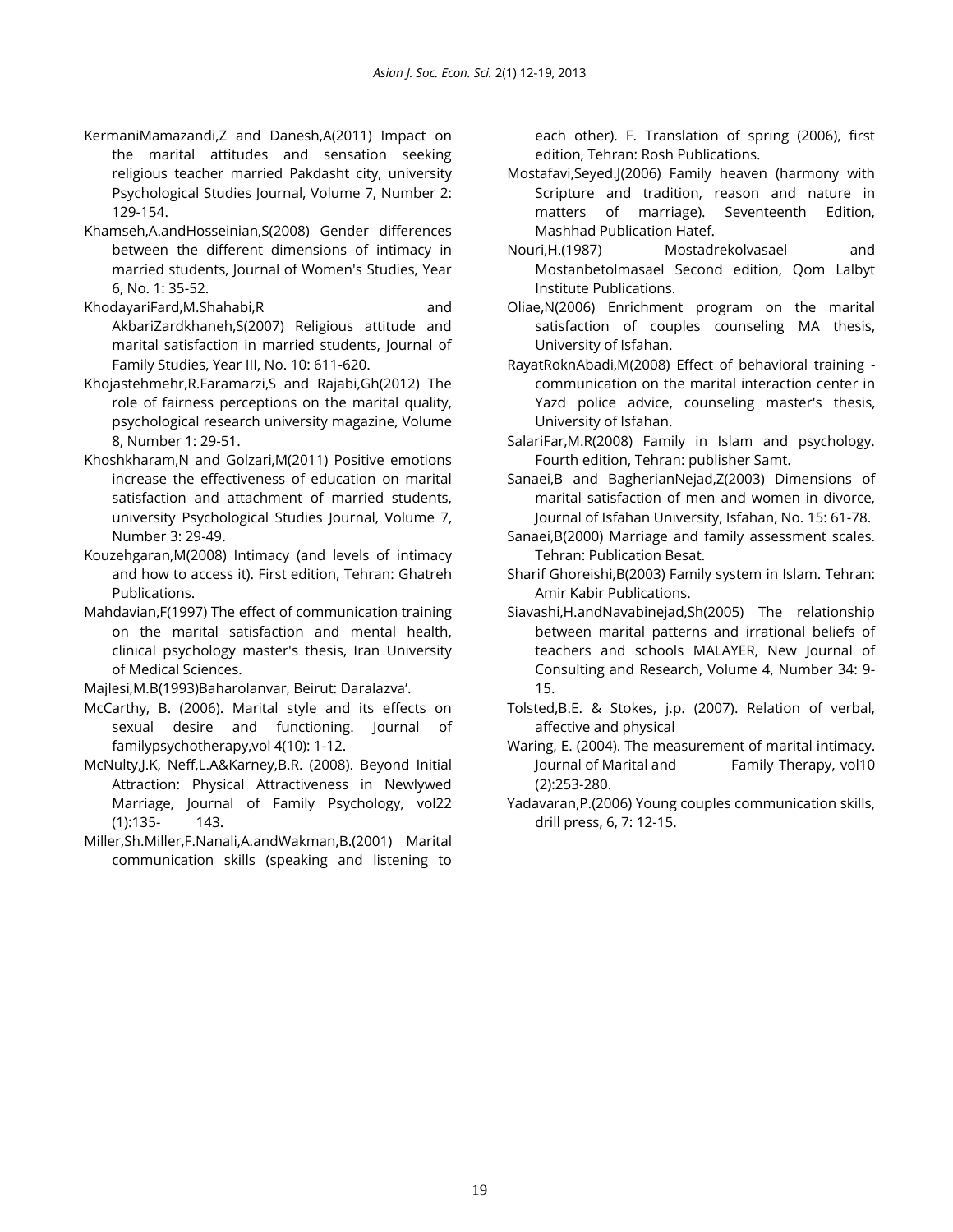KermaniMamazandi,Z and Danesh,A(2011) Impact on the marital attitudes and sensation seeking religious teacher married Pakdasht city, university Psychological Studies Journal, Volume 7, Number 2: 129-154.

Khamseh,A.andHosseinian,S(2008) Gender differences between the different dimensions of intimacy in married students, Journal of Women's Studies, Year 6, No. 1: 35-52.

KhodayariFard,M.Shahabi,R and AkbariZardkhaneh,S(2007) Religious attitude and marital satisfaction in married students, Journal of Family Studies, Year III, No. 10: 611-620.

Khojastehmehr,R.Faramarzi,S and Rajabi,Gh(2012) The role of fairness perceptions on the marital quality, psychological research university magazine, Volume 8, Number 1: 29-51.

Khoshkharam,N and Golzari,M(2011) Positive emotions increase the effectiveness of education on marital satisfaction and attachment of married students, university Psychological Studies Journal, Volume 7, Number 3: 29-49.

Kouzehgaran,M(2008) Intimacy (and levels of intimacy and how to access it). First edition, Tehran: Ghatreh Publications.

Mahdavian,F(1997) The effect of communication training on the marital satisfaction and mental health, clinical psychology master's thesis, Iran University of Medical Sciences.

Majlesi,M.B(1993)Baharolanvar, Beirut: Daralazva'.

McCarthy, B. (2006). Marital style and its effects on sexual desire and functioning. Journal of familypsychotherapy,vol 4(10): 1-12.

McNulty,J.K, Neff,L.A&Karney,B.R. (2008). Beyond Initial Attraction: Physical Attractiveness in Newlywed Marriage, Journal of Family Psychology, vol22 (1):135- 143.

Miller,Sh.Miller,F.Nanali,A.andWakman,B.(2001) Marital communication skills (speaking and listening to each other). F. Translation of spring (2006), first edition, Tehran: Rosh Publications.

Mostafavi,Seyed.J(2006) Family heaven (harmony with Scripture and tradition, reason and nature in matters of marriage). Seventeenth Edition, Mashhad Publication Hatef.

Nouri,H.(1987) Mostadrekolvasael and Mostanbetolmasael Second edition, Qom Lalbyt Institute Publications.

Oliae,N(2006) Enrichment program on the marital satisfaction of couples counseling MA thesis, University of Isfahan.

RayatRoknAbadi,M(2008) Effect of behavioral training - communication on the marital interaction center in Yazd police advice, counseling master's thesis, University of Isfahan.

SalariFar,M.R(2008) Family in Islam and psychology. Fourth edition, Tehran: publisher Samt.

Sanaei,B and BagherianNejad,Z(2003) Dimensions of marital satisfaction of men and women in divorce, Journal of Isfahan University, Isfahan, No. 15: 61-78.

Sanaei,B(2000) Marriage and family assessment scales. Tehran: Publication Besat.

Sharif Ghoreishi,B(2003) Family system in Islam. Tehran: Amir Kabir Publications.

Siavashi,H.andNavabinejad,Sh(2005) The relationship between marital patterns and irrational beliefs of teachers and schools MALAYER, New Journal of Consulting and Research, Volume 4, Number 34: 9-15.

Tolsted,B.E. & Stokes, j.p. (2007). Relation of verbal, affective and physical

Waring, E. (2004). The measurement of marital intimacy. Journal of Marital and Family Therapy, vol10 (2):253-280.

Yadavaran,P.(2006) Young couples communication skills, drill press, 6, 7: 12-15.